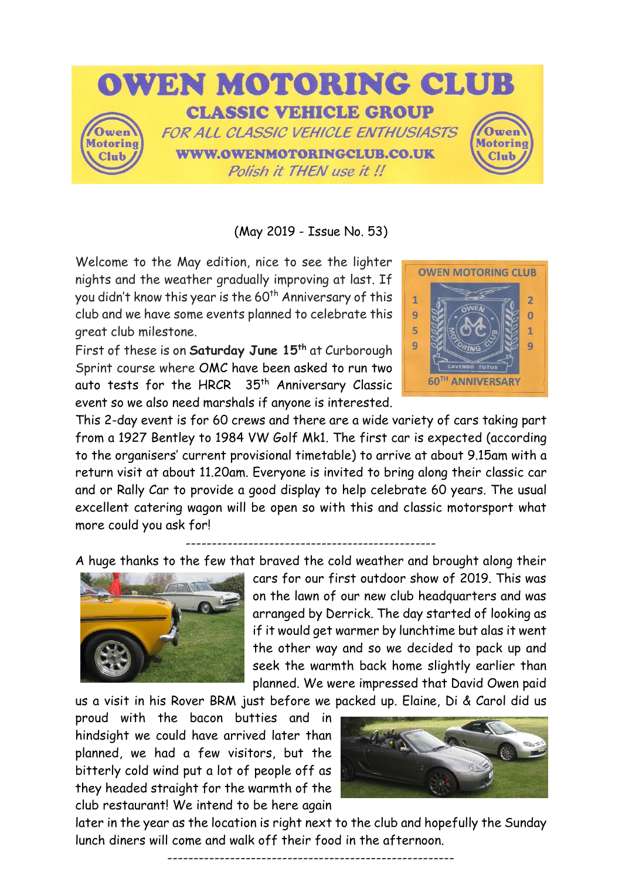# OWEN MOTORING CLUB

## CLASSIC VEHICLE GROUP

*FOR ALL CLASSIC VEHICLE ENTHUSIASTS*

**WWW.OWENMOTORINGCLUB.CO.UK**

*Polish it THEN use it !!*

(May 2019 - Issue No. 53)

Welcome to the May edition, nice to see the lighter nights and the weather gradually improving at last. If you didn't know this year is the 60th Anniversary of this club and we have some events planned to celebrate this great club milestone.

First of these is on **Saturday June 15th** at Curborough Sprint course where OMC have been asked to run two auto tests for the HRCR 35th Anniversary Classic event so we also need marshals if anyone is interested. This 2-day event is for 60 crews and there are a wide variety of cars taking part from a 1927 Bentley to 1984 VW Golf Mk1. The first car is expected (according to the organisers' current provisional timetable) to arrive at about 9.15am with a return visit at about 11.20am. Everyone is invited to bring along their classic car and or Rally Car to provide a good display to help celebrate 60 years. The usual excellent catering wagon will be open so with this and classic motorsport what more could you ask for!

---

A huge thanks to the few that braved the cold weather and brought along their cars for our first outdoor show of 2019. This was on the lawn of our new club headquarters and was arranged by Derrick. The day started of looking as if it would get warmer by lunchtime but alas it went the other way and so we decided to pack up and seek the warmth back home slightly earlier than planned. We were impressed that David Owen paid us a visit in his Rover BRM just before we packed up. Elaine, Di & Carol did us proud with the bacon butties and in hindsight we could have arrived later than planned, we had a few visitors, but the bitterly cold wind put a lot of people off as they headed straight for the warmth of the club restaurant! We intend to be here again later in the year as the location is right next to the club and hopefully the Sunday lunch diners will come and walk off their food in the afternoon.

---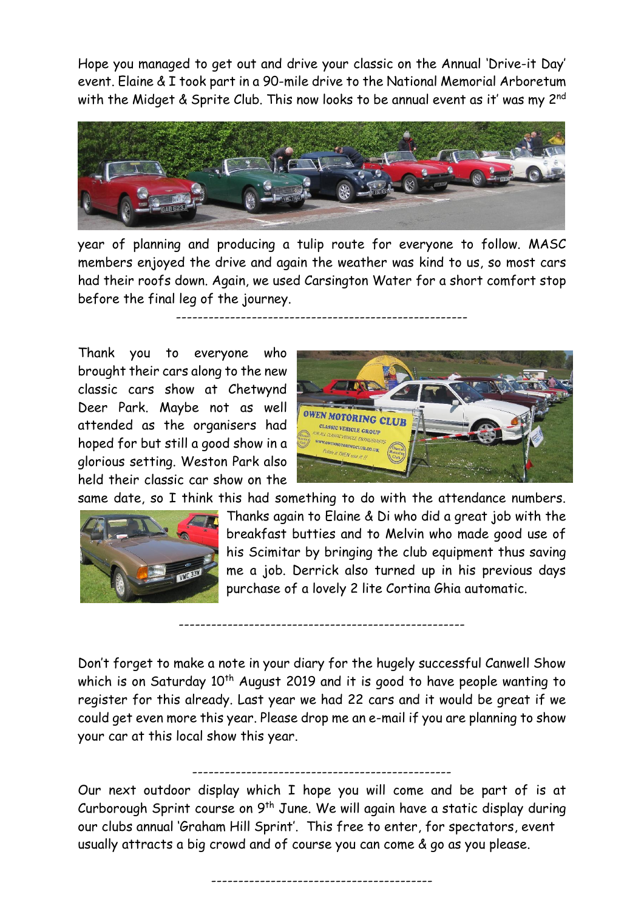Hope you managed to get out and drive your classic on the Annual 'Drive-it Day' event. Elaine & I took part in a 90-mile drive to the National Memorial Arboretum with the Midget & Sprite Club. This now looks to be annual event as it' was my 2nd year of planning and producing a tulip route for everyone to follow. MASC members enjoyed the drive and again the weather was kind to us, so most cars had their roofs down. Again, we used Carsington Water for a short comfort stop before the final leg of the journey.

-----------------------------------------------------

Thank you to everyone who brought their cars along to the new classic cars show at Chetwynd Deer Park. Maybe not as well attended as the organisers had hoped for but still a good show in a glorious setting. Weston Park also held their classic car show on the same date, so I think this had something to do with the attendance numbers. Thanks again to Elaine & Di who did a great job with the breakfast butties and to Melvin who made good use of his Scimitar by bringing the club equipment thus saving me a job. Derrick also turned up in his previous days purchase of a lovely 2 lite Cortina Ghia automatic.

----------------------------------------------------

Don't forget to make a note in your diary for the hugely successful Canwell Show which is on Saturday 10th August 2019 and it is good to have people wanting to register for this already. Last year we had 22 cars and it would be great if we could get even more this year. Please drop me an e-mail if you are planning to show your car at this local show this year.

-----------------------------------------------

Our next outdoor display which I hope you will come and be part of is at Curborough Sprint course on 9th June. We will again have a static display during our clubs annual 'Graham Hill Sprint'. This free to enter, for spectators, event usually attracts a big crowd and of course you can come & go as you please.

-----------------------------------------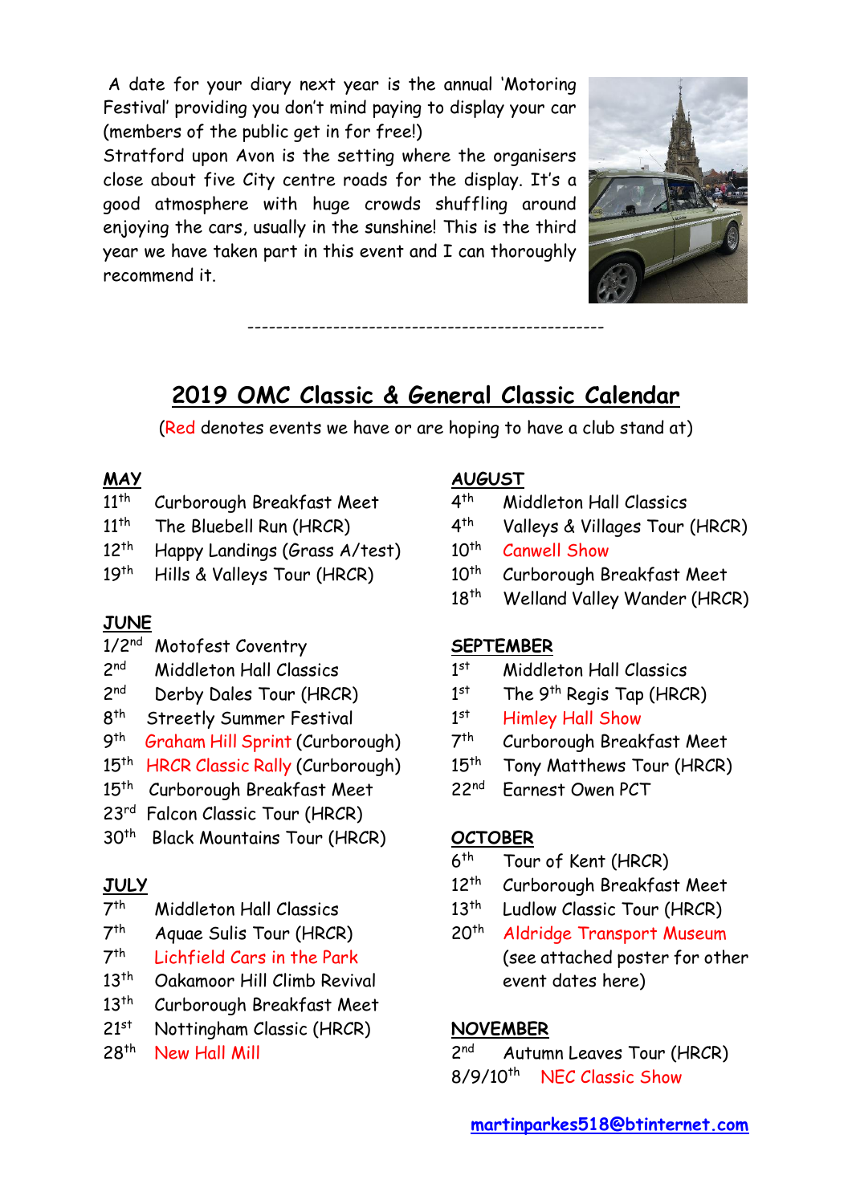A date for your diary next year is the annual 'Motoring Festival' providing you don't mind paying to display your car (members of the public get in for free!)

Stratford upon Avon is the setting where the organisers close about five City centre roads for the display. It's a good atmosphere with huge crowds shuffling around enjoying the cars, usually in the sunshine! This is the third year we have taken part in this event and I can thoroughly recommend it.

---

## 2019 OMC Classic & General Classic Calendar

(Red denotes events we have or are hoping to have a club stand at)

**MAY**

- 11th Curborough Breakfast Meet
- 11th The Bluebell Run (HRCR)
- 12th Happy Landings (Grass A/test)
- 19th Hills & Valleys Tour (HRCR)

**JUNE**

- 1/2nd Motofest Coventry
- 2nd Middleton Hall Classics
- 2nd Derby Dales Tour (HRCR)
- 8th Streetly Summer Festival
- 9th Graham Hill Sprint (Curborough)
- 15th HRCR Classic Rally (Curborough)
- 15th Curborough Breakfast Meet
- 23rd Falcon Classic Tour (HRCR)
- 30th Black Mountains Tour (HRCR)

**JULY**

- 7th Middleton Hall Classics
- 7th Aquae Sulis Tour (HRCR)
- 7th Lichfield Cars in the Park
- 13th Oakamoor Hill Climb Revival
- 13th Curborough Breakfast Meet
- 21st Nottingham Classic (HRCR)
- 28th New Hall Mill

**AUGUST**

- 4th Middleton Hall Classics
- 4th Valleys & Villages Tour (HRCR)
- 10th Canwell Show
- 10th Curborough Breakfast Meet
- 18th Welland Valley Wander (HRCR)

**SEPTEMBER**

- 1st Middleton Hall Classics
- 1st The 9th Regis Tap (HRCR)
- 1st Himley Hall Show
- 7th Curborough Breakfast Meet
- 15th Tony Matthews Tour (HRCR)
- 22nd Earnest Owen PCT

**OCTOBER**

- 6th Tour of Kent (HRCR)
- 12th Curborough Breakfast Meet
- 13th Ludlow Classic Tour (HRCR)
- 20th Aldridge Transport Museum (see attached poster for other event dates here)

**NOVEMBER**

- 2nd Autumn Leaves Tour (HRCR)
- 8/9/10th NEC Classic Show

martinparkes518@btinternet.com